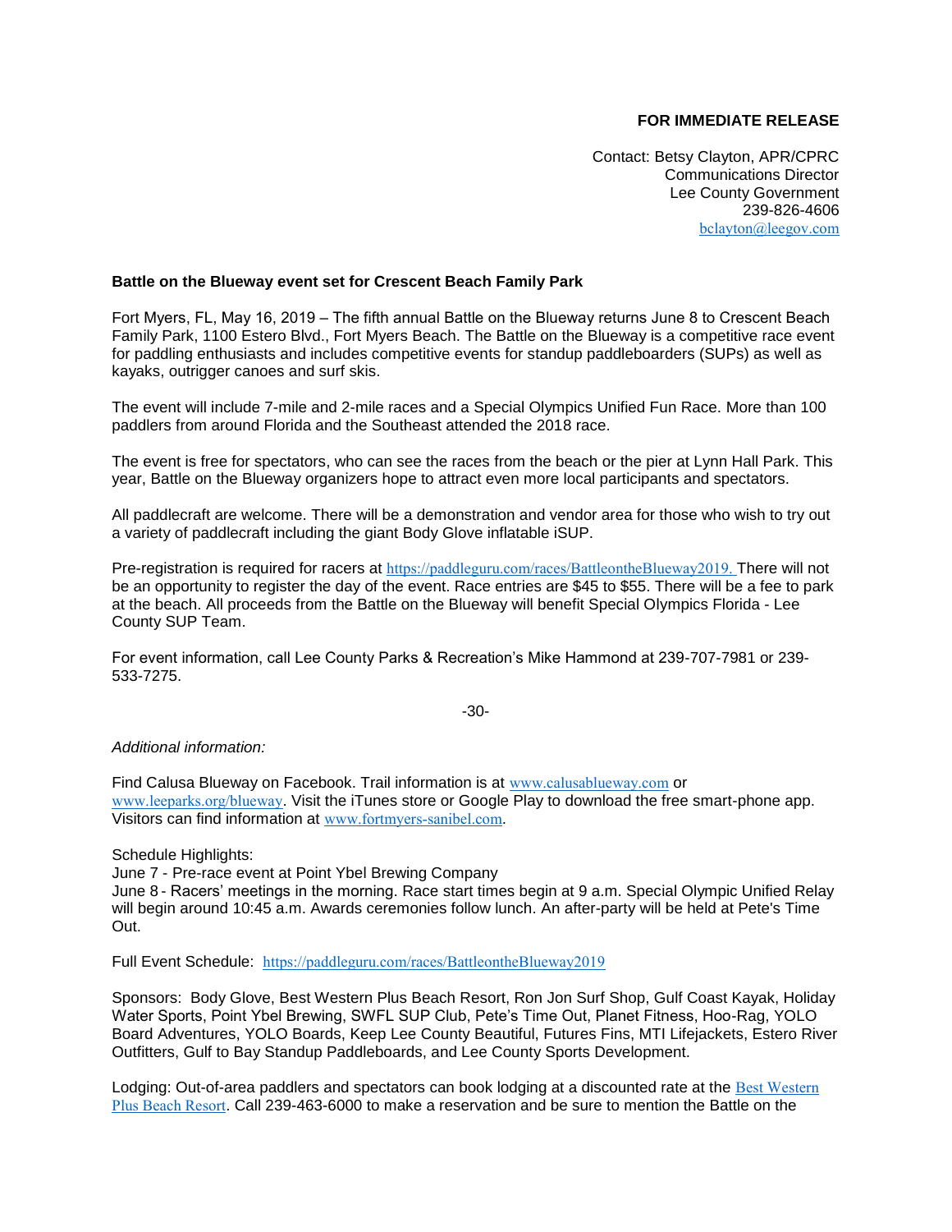**FOR IMMEDIATE RELEASE**

Contact: Betsy Clayton, APR/CPRC
Communications Director
Lee County Government
239-826-4606
bclayton@leegov.com

**Battle on the Blueway event set for Crescent Beach Family Park**

Fort Myers, FL, May 16, 2019 – The fifth annual Battle on the Blueway returns June 8 to Crescent Beach Family Park, 1100 Estero Blvd., Fort Myers Beach. The Battle on the Blueway is a competitive race event for paddling enthusiasts and includes competitive events for standup paddleboarders (SUPs) as well as kayaks, outrigger canoes and surf skis.

The event will include 7-mile and 2-mile races and a Special Olympics Unified Fun Race. More than 100 paddlers from around Florida and the Southeast attended the 2018 race.

The event is free for spectators, who can see the races from the beach or the pier at Lynn Hall Park. This year, Battle on the Blueway organizers hope to attract even more local participants and spectators.

All paddlecraft are welcome. There will be a demonstration and vendor area for those who wish to try out a variety of paddlecraft including the giant Body Glove inflatable iSUP.

Pre-registration is required for racers at https://paddleguru.com/races/BattleontheBlueway2019. There will not be an opportunity to register the day of the event. Race entries are $45 to $55. There will be a fee to park at the beach. All proceeds from the Battle on the Blueway will benefit Special Olympics Florida - Lee County SUP Team.

For event information, call Lee County Parks & Recreation's Mike Hammond at 239-707-7981 or 239-533-7275.

-30-

*Additional information:*

Find Calusa Blueway on Facebook. Trail information is at www.calusablueway.com or www.leeparks.org/blueway. Visit the iTunes store or Google Play to download the free smart-phone app. Visitors can find information at www.fortmyers-sanibel.com.

Schedule Highlights:
June 7 - Pre-race event at Point Ybel Brewing Company
June 8 - Racers' meetings in the morning. Race start times begin at 9 a.m. Special Olympic Unified Relay will begin around 10:45 a.m. Awards ceremonies follow lunch. An after-party will be held at Pete's Time Out.

Full Event Schedule: https://paddleguru.com/races/BattleontheBlueway2019

Sponsors: Body Glove, Best Western Plus Beach Resort, Ron Jon Surf Shop, Gulf Coast Kayak, Holiday Water Sports, Point Ybel Brewing, SWFL SUP Club, Pete's Time Out, Planet Fitness, Hoo-Rag, YOLO Board Adventures, YOLO Boards, Keep Lee County Beautiful, Futures Fins, MTI Lifejackets, Estero River Outfitters, Gulf to Bay Standup Paddleboards, and Lee County Sports Development.

Lodging: Out-of-area paddlers and spectators can book lodging at a discounted rate at the Best Western Plus Beach Resort. Call 239-463-6000 to make a reservation and be sure to mention the Battle on the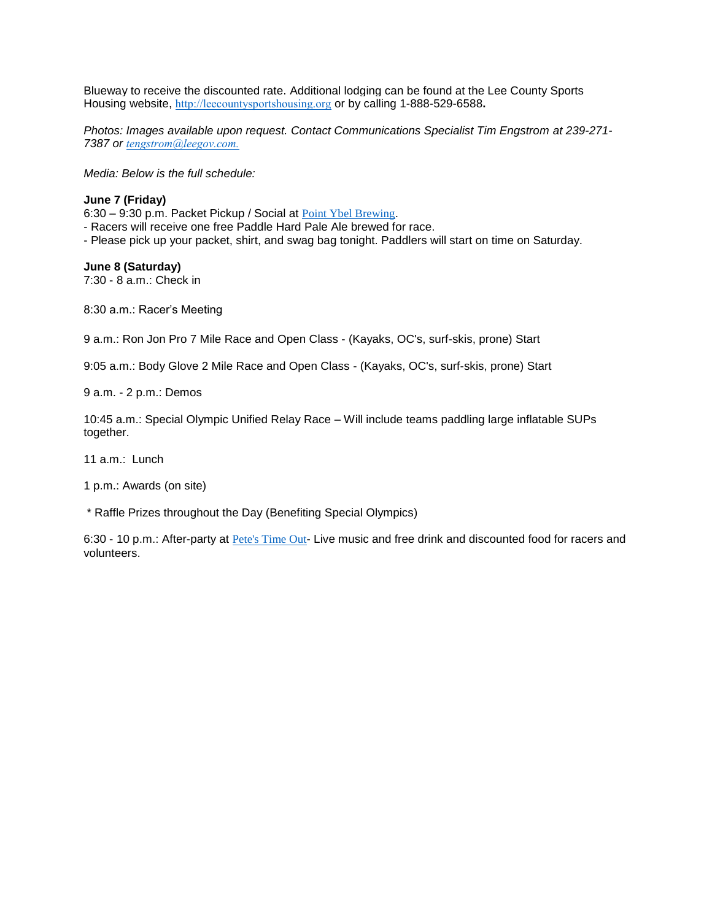Blueway to receive the discounted rate. Additional lodging can be found at the Lee County Sports Housing website, http://leecountysportshousing.org or by calling 1-888-529-6588**.**

*Photos: Images available upon request. Contact Communications Specialist Tim Engstrom at 239-271-7387 or tengstrom@leegov.com.*

*Media: Below is the full schedule:*

**June 7 (Friday)**
6:30 – 9:30 p.m. Packet Pickup / Social at Point Ybel Brewing.
- Racers will receive one free Paddle Hard Pale Ale brewed for race.
- Please pick up your packet, shirt, and swag bag tonight. Paddlers will start on time on Saturday.

**June 8 (Saturday)**
7:30 - 8 a.m.: Check in

8:30 a.m.: Racer's Meeting

9 a.m.: Ron Jon Pro 7 Mile Race and Open Class - (Kayaks, OC's, surf-skis, prone) Start

9:05 a.m.: Body Glove 2 Mile Race and Open Class - (Kayaks, OC's, surf-skis, prone) Start

9 a.m. - 2 p.m.: Demos

10:45 a.m.: Special Olympic Unified Relay Race – Will include teams paddling large inflatable SUPs together.

11 a.m.: Lunch

1 p.m.: Awards (on site)

* Raffle Prizes throughout the Day (Benefiting Special Olympics)

6:30 - 10 p.m.: After-party at Pete's Time Out- Live music and free drink and discounted food for racers and volunteers.